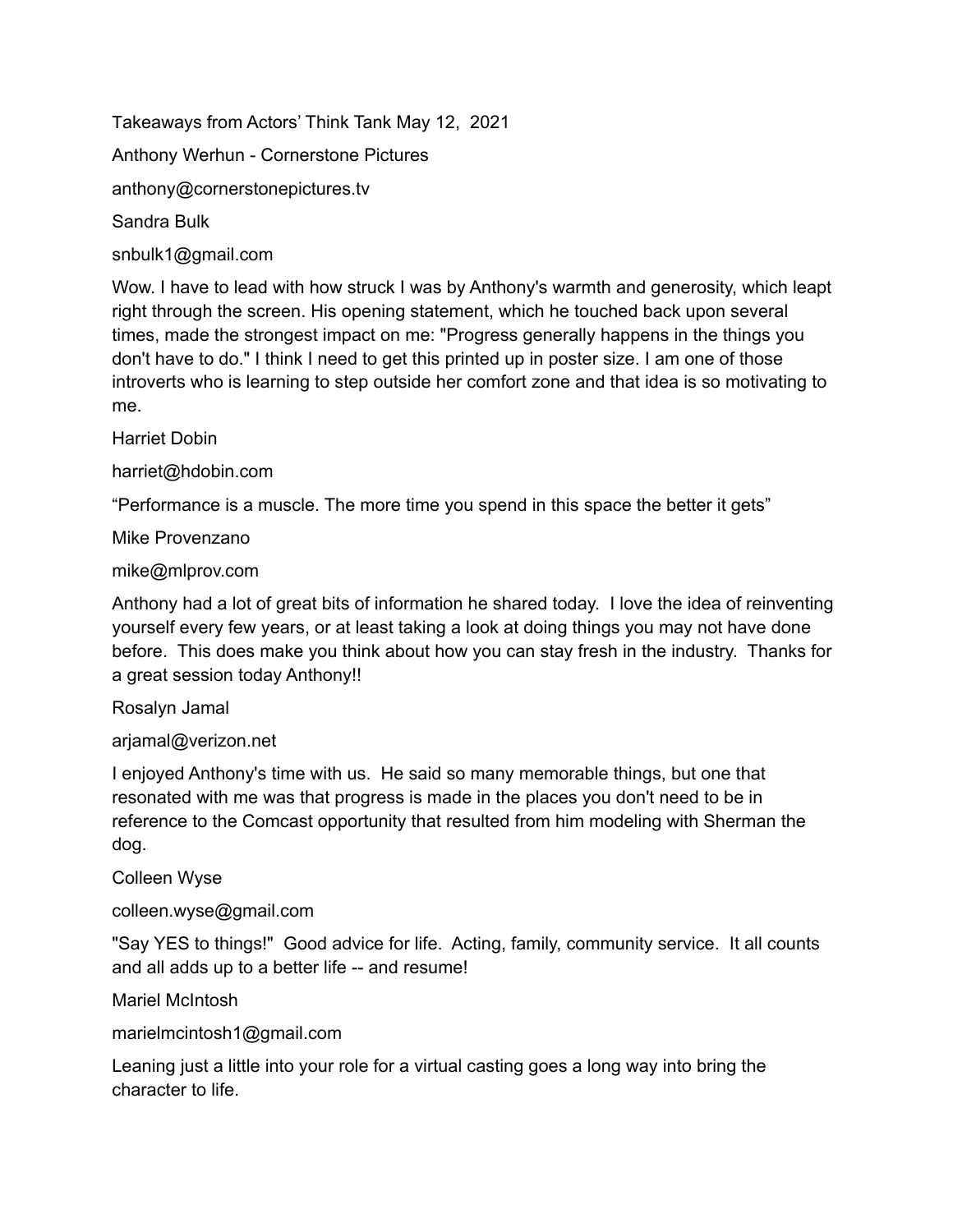Takeaways from Actors' Think Tank May 12, 2021

Anthony Werhun - Cornerstone Pictures

anthony@cornerstonepictures.tv

Sandra Bulk

snbulk1@gmail.com

Wow. I have to lead with how struck I was by Anthony's warmth and generosity, which leapt right through the screen. His opening statement, which he touched back upon several times, made the strongest impact on me: "Progress generally happens in the things you don't have to do." I think I need to get this printed up in poster size. I am one of those introverts who is learning to step outside her comfort zone and that idea is so motivating to me.

Harriet Dobin

harriet@hdobin.com

"Performance is a muscle. The more time you spend in this space the better it gets"

Mike Provenzano

mike@mlprov.com

Anthony had a lot of great bits of information he shared today. I love the idea of reinventing yourself every few years, or at least taking a look at doing things you may not have done before. This does make you think about how you can stay fresh in the industry. Thanks for a great session today Anthony!!

Rosalyn Jamal

arjamal@verizon.net

I enjoyed Anthony's time with us. He said so many memorable things, but one that resonated with me was that progress is made in the places you don't need to be in reference to the Comcast opportunity that resulted from him modeling with Sherman the dog.

Colleen Wyse

colleen.wyse@gmail.com

"Say YES to things!" Good advice for life. Acting, family, community service. It all counts and all adds up to a better life -- and resume!

Mariel McIntosh

marielmcintosh1@gmail.com

Leaning just a little into your role for a virtual casting goes a long way into bring the character to life.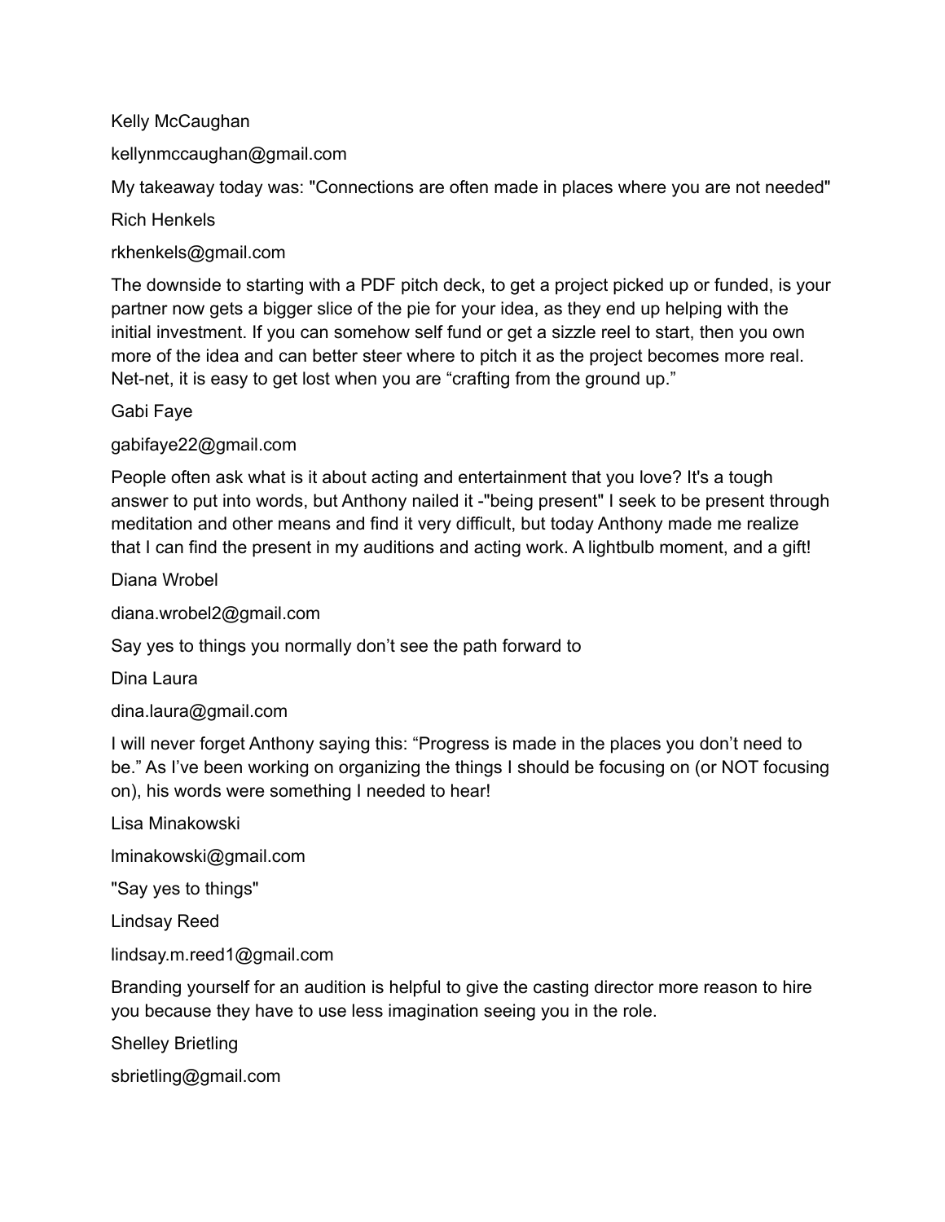Kelly McCaughan

kellynmccaughan@gmail.com

My takeaway today was: "Connections are often made in places where you are not needed"

Rich Henkels

rkhenkels@gmail.com

The downside to starting with a PDF pitch deck, to get a project picked up or funded, is your partner now gets a bigger slice of the pie for your idea, as they end up helping with the initial investment. If you can somehow self fund or get a sizzle reel to start, then you own more of the idea and can better steer where to pitch it as the project becomes more real. Net-net, it is easy to get lost when you are “crafting from the ground up.”

Gabi Faye

gabifaye22@gmail.com

People often ask what is it about acting and entertainment that you love? It's a tough answer to put into words, but Anthony nailed it -"being present" I seek to be present through meditation and other means and find it very difficult, but today Anthony made me realize that I can find the present in my auditions and acting work. A lightbulb moment, and a gift!

Diana Wrobel

diana.wrobel2@gmail.com

Say yes to things you normally don’t see the path forward to

Dina Laura

dina.laura@gmail.com

I will never forget Anthony saying this: “Progress is made in the places you don’t need to be.” As I’ve been working on organizing the things I should be focusing on (or NOT focusing on), his words were something I needed to hear!

Lisa Minakowski

lminakowski@gmail.com

"Say yes to things"

Lindsay Reed

lindsay.m.reed1@gmail.com

Branding yourself for an audition is helpful to give the casting director more reason to hire you because they have to use less imagination seeing you in the role.

Shelley Brietling

sbrietling@gmail.com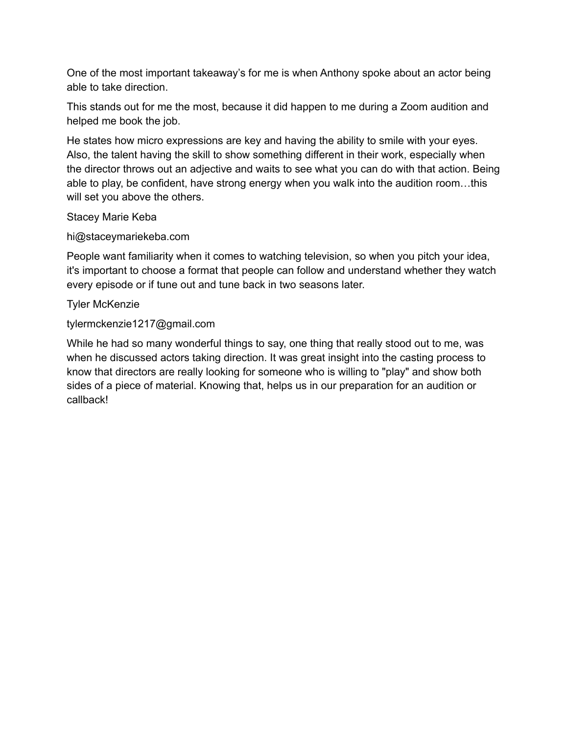One of the most important takeaway's for me is when Anthony spoke about an actor being able to take direction.

This stands out for me the most, because it did happen to me during a Zoom audition and helped me book the job.

He states how micro expressions are key and having the ability to smile with your eyes. Also, the talent having the skill to show something different in their work, especially when the director throws out an adjective and waits to see what you can do with that action. Being able to play, be confident, have strong energy when you walk into the audition room…this will set you above the others.

Stacey Marie Keba

hi@staceymariekeba.com

People want familiarity when it comes to watching television, so when you pitch your idea, it's important to choose a format that people can follow and understand whether they watch every episode or if tune out and tune back in two seasons later.

Tyler McKenzie

tylermckenzie1217@gmail.com

While he had so many wonderful things to say, one thing that really stood out to me, was when he discussed actors taking direction. It was great insight into the casting process to know that directors are really looking for someone who is willing to "play" and show both sides of a piece of material. Knowing that, helps us in our preparation for an audition or callback!